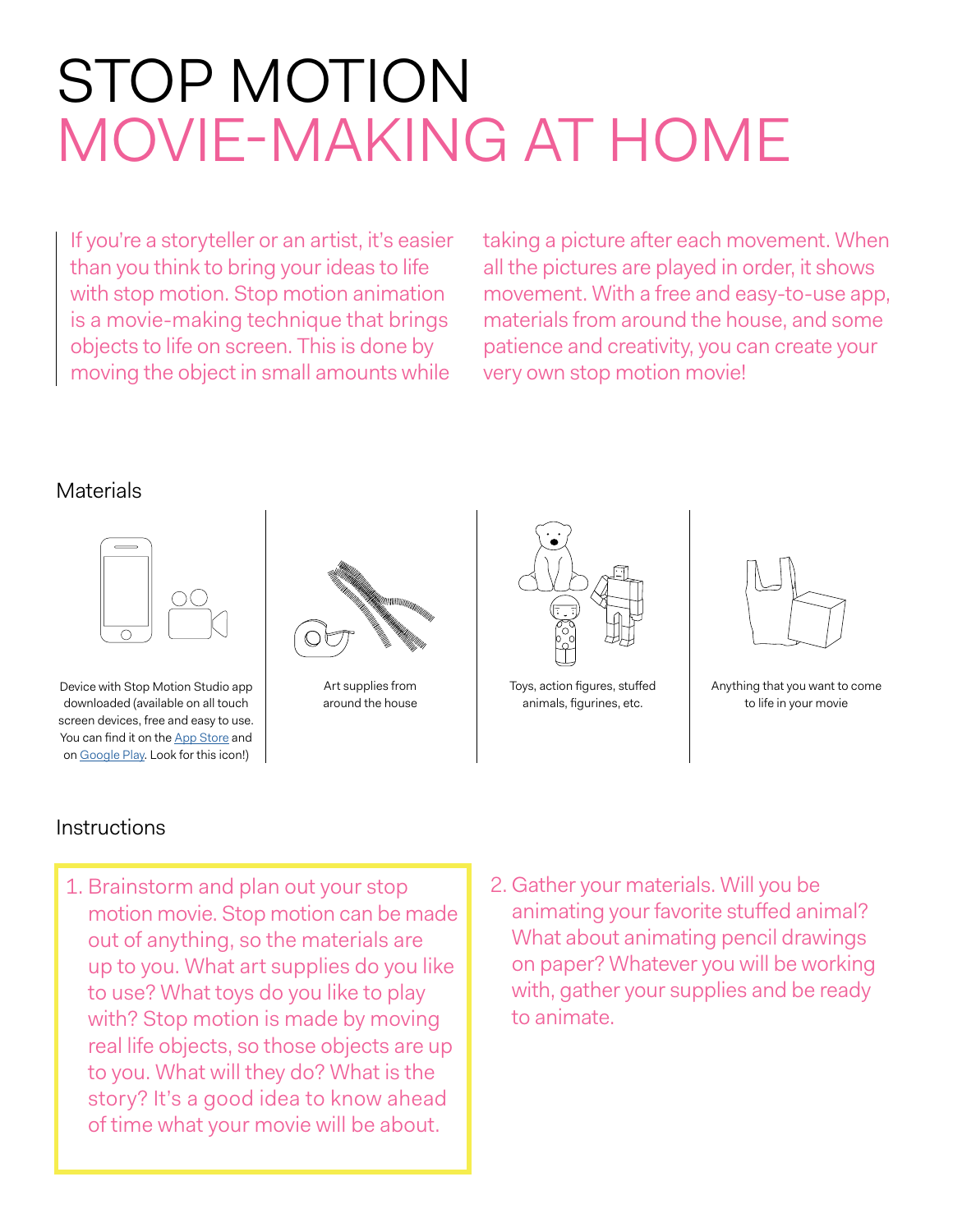# STOP MOTION
# MOVIE-MAKING AT HOME

If you're a storyteller or an artist, it's easier than you think to bring your ideas to life with stop motion. Stop motion animation is a movie-making technique that brings objects to life on screen. This is done by moving the object in small amounts while taking a picture after each movement. When all the pictures are played in order, it shows movement. With a free and easy-to-use app, materials from around the house, and some patience and creativity, you can create your very own stop motion movie!

## Materials

- Device with Stop Motion Studio app downloaded (available on all touch screen devices, free and easy to use. You can find it on the [App Store] and on [Google Play]. Look for this icon!)
- Art supplies from around the house
- Toys, action figures, stuffed animals, figurines, etc.
- Anything that you want to come to life in your movie

## Instructions

1. Brainstorm and plan out your stop motion movie. Stop motion can be made out of anything, so the materials are up to you. What art supplies do you like to use? What toys do you like to play with? Stop motion is made by moving real life objects, so those objects are up to you. What will they do? What is the story? It's a good idea to know ahead of time what your movie will be about.
2. Gather your materials. Will you be animating your favorite stuffed animal? What about animating pencil drawings on paper? Whatever you will be working with, gather your supplies and be ready to animate.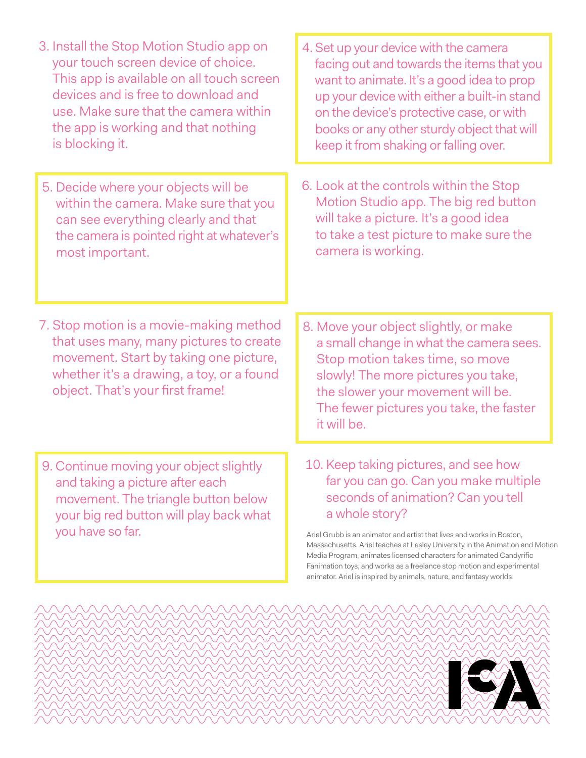3. Install the Stop Motion Studio app on your touch screen device of choice. This app is available on all touch screen devices and is free to download and use. Make sure that the camera within the app is working and that nothing is blocking it.

4. Set up your device with the camera facing out and towards the items that you want to animate. It's a good idea to prop up your device with either a built-in stand on the device's protective case, or with books or any other sturdy object that will keep it from shaking or falling over.

5. Decide where your objects will be within the camera. Make sure that you can see everything clearly and that the camera is pointed right at whatever's most important.

6. Look at the controls within the Stop Motion Studio app. The big red button will take a picture. It's a good idea to take a test picture to make sure the camera is working.

7. Stop motion is a movie-making method that uses many, many pictures to create movement. Start by taking one picture, whether it's a drawing, a toy, or a found object. That's your first frame!

8. Move your object slightly, or make a small change in what the camera sees. Stop motion takes time, so move slowly! The more pictures you take, the slower your movement will be. The fewer pictures you take, the faster it will be.

9. Continue moving your object slightly and taking a picture after each movement. The triangle button below your big red button will play back what you have so far.

10. Keep taking pictures, and see how far you can go. Can you make multiple seconds of animation? Can you tell a whole story?

Ariel Grubb is an animator and artist that lives and works in Boston, Massachusetts. Ariel teaches at Lesley University in the Animation and Motion Media Program, animates licensed characters for animated Candyrific Fanimation toys, and works as a freelance stop motion and experimental animator. Ariel is inspired by animals, nature, and fantasy worlds.

ICA